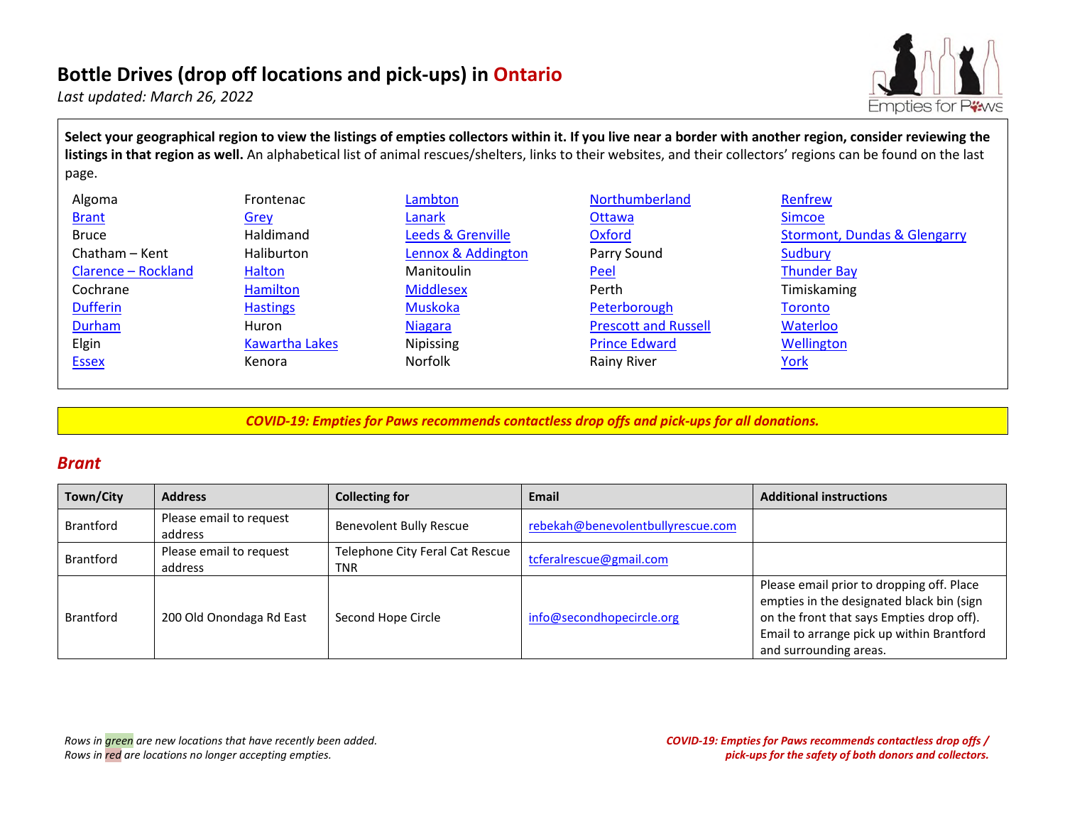# Bottle Drives (drop off locations and pick-ups) in Ontario

*Last updated: March 26, 2022*

**Select your geographical region to view the listings of empties collectors within it. If you live near a border with another region, consider reviewing the listings in that region as well.** An alphabetical list of animal rescues/shelters, links to their websites, and their collectors' regions can be found on the last page.

| | | | | |
|---|---|---|---|---|
| Algoma | Frontenac | Lambton | Northumberland | Renfrew |
| Brant | Grey | Lanark | Ottawa | Simcoe |
| Bruce | Haldimand | Leeds & Grenville | Oxford | Stormont, Dundas & Glengarry |
| Chatham – Kent | Haliburton | Lennox & Addington | Parry Sound | Sudbury |
| Clarence – Rockland | Halton | Manitoulin | Peel | Thunder Bay |
| Cochrane | Hamilton | Middlesex | Perth | Timiskaming |
| Dufferin | Hastings | Muskoka | Peterborough | Toronto |
| Durham | Huron | Niagara | Prescott and Russell | Waterloo |
| Elgin | Kawartha Lakes | Nipissing | Prince Edward | Wellington |
| Essex | Kenora | Norfolk | Rainy River | York |

***COVID-19: Empties for Paws recommends contactless drop offs and pick-ups for all donations.***

## *Brant*

| Town/City | Address | Collecting for | Email | Additional instructions |
|---|---|---|---|---|
| Brantford | Please email to request address | Benevolent Bully Rescue | rebekah@benevolentbullyrescue.com | |
| Brantford | Please email to request address | Telephone City Feral Cat Rescue TNR | tcferalrescue@gmail.com | |
| Brantford | 200 Old Onondaga Rd East | Second Hope Circle | info@secondhopecircle.org | Please email prior to dropping off. Place empties in the designated black bin (sign on the front that says Empties drop off). Email to arrange pick up within Brantford and surrounding areas. |

*Rows in green are new locations that have recently been added.*
*Rows in red are locations no longer accepting empties.*

***COVID-19: Empties for Paws recommends contactless drop offs / pick-ups for the safety of both donors and collectors.***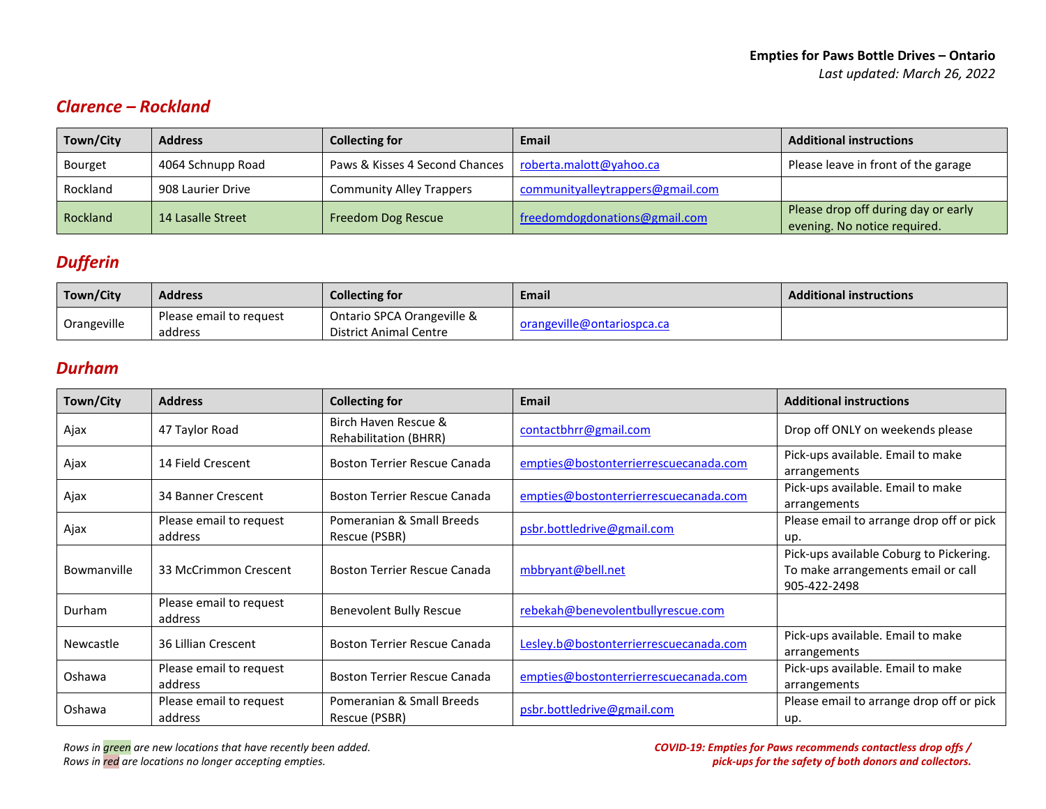**Empties for Paws Bottle Drives – Ontario**
*Last updated: March 26, 2022*

## *Clarence – Rockland*

| Town/City | Address | Collecting for | Email | Additional instructions |
|---|---|---|---|---|
| Bourget | 4064 Schnupp Road | Paws & Kisses 4 Second Chances | roberta.malott@yahoo.ca | Please leave in front of the garage |
| Rockland | 908 Laurier Drive | Community Alley Trappers | communityalleytrappers@gmail.com | |
| Rockland | 14 Lasalle Street | Freedom Dog Rescue | freedomdogdonations@gmail.com | Please drop off during day or early evening. No notice required. |

## *Dufferin*

| Town/City | Address | Collecting for | Email | Additional instructions |
|---|---|---|---|---|
| Orangeville | Please email to request address | Ontario SPCA Orangeville & District Animal Centre | orangeville@ontariospca.ca | |

## *Durham*

| Town/City | Address | Collecting for | Email | Additional instructions |
|---|---|---|---|---|
| Ajax | 47 Taylor Road | Birch Haven Rescue & Rehabilitation (BHRR) | contactbhrr@gmail.com | Drop off ONLY on weekends please |
| Ajax | 14 Field Crescent | Boston Terrier Rescue Canada | empties@bostonterrierrescuecanada.com | Pick-ups available. Email to make arrangements |
| Ajax | 34 Banner Crescent | Boston Terrier Rescue Canada | empties@bostonterrierrescuecanada.com | Pick-ups available. Email to make arrangements |
| Ajax | Please email to request address | Pomeranian & Small Breeds Rescue (PSBR) | psbr.bottledrive@gmail.com | Please email to arrange drop off or pick up. |
| Bowmanville | 33 McCrimmon Crescent | Boston Terrier Rescue Canada | mbbryant@bell.net | Pick-ups available Coburg to Pickering. To make arrangements email or call 905-422-2498 |
| Durham | Please email to request address | Benevolent Bully Rescue | rebekah@benevolentbullyrescue.com | |
| Newcastle | 36 Lillian Crescent | Boston Terrier Rescue Canada | Lesley.b@bostonterrierrescuecanada.com | Pick-ups available. Email to make arrangements |
| Oshawa | Please email to request address | Boston Terrier Rescue Canada | empties@bostonterrierrescuecanada.com | Pick-ups available. Email to make arrangements |
| Oshawa | Please email to request address | Pomeranian & Small Breeds Rescue (PSBR) | psbr.bottledrive@gmail.com | Please email to arrange drop off or pick up. |

*Rows in green are new locations that have recently been added.*
*Rows in red are locations no longer accepting empties.*

***COVID-19: Empties for Paws recommends contactless drop offs / pick-ups for the safety of both donors and collectors.***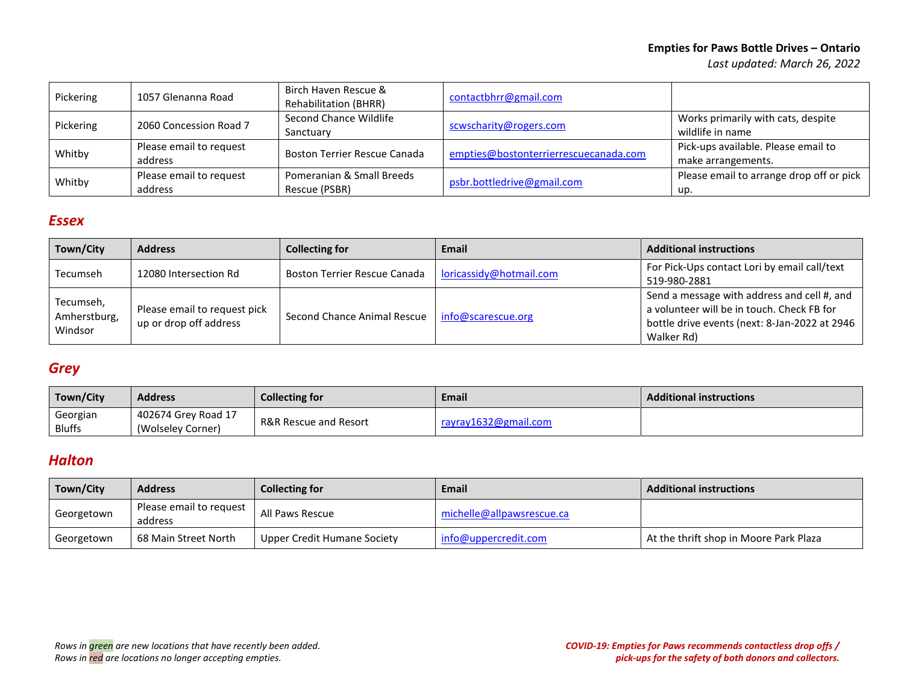| Pickering | 1057 Glenanna Road | Birch Haven Rescue & Rehabilitation (BHRR) | contactbhrr@gmail.com | |
|---|---|---|---|---|
| Pickering | 2060 Concession Road 7 | Second Chance Wildlife Sanctuary | scwscharity@rogers.com | Works primarily with cats, despite wildlife in name |
| Whitby | Please email to request address | Boston Terrier Rescue Canada | empties@bostonterrierrescuecanada.com | Pick-ups available. Please email to make arrangements. |
| Whitby | Please email to request address | Pomeranian & Small Breeds Rescue (PSBR) | psbr.bottledrive@gmail.com | Please email to arrange drop off or pick up. |

## Essex

| Town/City | Address | Collecting for | Email | Additional instructions |
|---|---|---|---|---|
| Tecumseh | 12080 Intersection Rd | Boston Terrier Rescue Canada | loricassidy@hotmail.com | For Pick-Ups contact Lori by email call/text 519-980-2881 |
| Tecumseh, Amherstburg, Windsor | Please email to request pick up or drop off address | Second Chance Animal Rescue | info@scarescue.org | Send a message with address and cell #, and a volunteer will be in touch. Check FB for bottle drive events (next: 8-Jan-2022 at 2946 Walker Rd) |

## Grey

| Town/City | Address | Collecting for | Email | Additional instructions |
|---|---|---|---|---|
| Georgian Bluffs | 402674 Grey Road 17 (Wolseley Corner) | R&R Rescue and Resort | rayray1632@gmail.com | |

## Halton

| Town/City | Address | Collecting for | Email | Additional instructions |
|---|---|---|---|---|
| Georgetown | Please email to request address | All Paws Rescue | michelle@allpawsrescue.ca | |
| Georgetown | 68 Main Street North | Upper Credit Humane Society | info@uppercredit.com | At the thrift shop in Moore Park Plaza |

*Rows in green are new locations that have recently been added.*
*Rows in red are locations no longer accepting empties.*

***COVID-19: Empties for Paws recommends contactless drop offs / pick-ups for the safety of both donors and collectors.***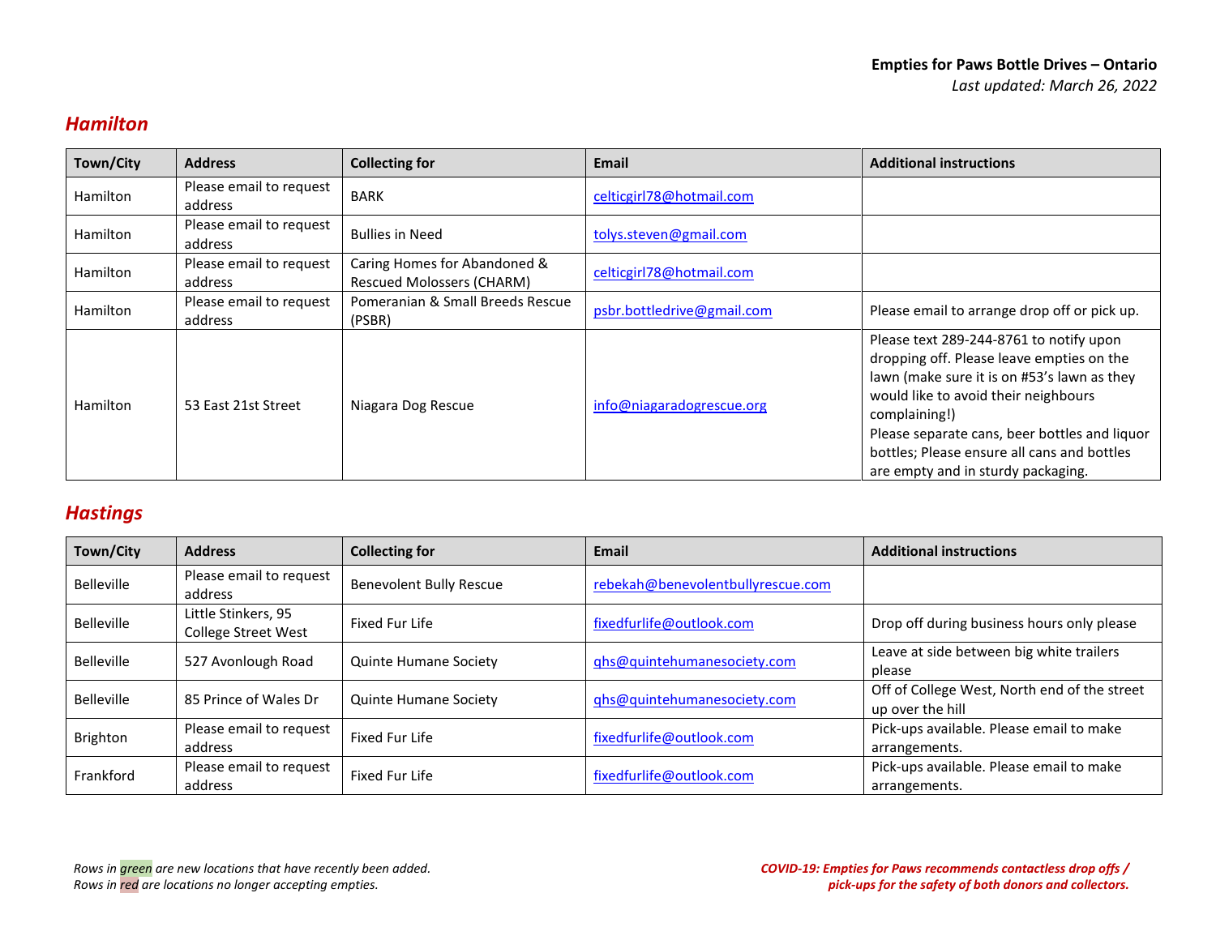**Empties for Paws Bottle Drives – Ontario**
*Last updated: March 26, 2022*

## Hamilton

| Town/City | Address | Collecting for | Email | Additional instructions |
|---|---|---|---|---|
| Hamilton | Please email to request address | BARK | celticgirl78@hotmail.com | |
| Hamilton | Please email to request address | Bullies in Need | tolys.steven@gmail.com | |
| Hamilton | Please email to request address | Caring Homes for Abandoned & Rescued Molossers (CHARM) | celticgirl78@hotmail.com | |
| Hamilton | Please email to request address | Pomeranian & Small Breeds Rescue (PSBR) | psbr.bottledrive@gmail.com | Please email to arrange drop off or pick up. |
| Hamilton | 53 East 21st Street | Niagara Dog Rescue | info@niagaradogrescue.org | Please text 289-244-8761 to notify upon dropping off. Please leave empties on the lawn (make sure it is on #53's lawn as they would like to avoid their neighbours complaining!) Please separate cans, beer bottles and liquor bottles; Please ensure all cans and bottles are empty and in sturdy packaging. |

## Hastings

| Town/City | Address | Collecting for | Email | Additional instructions |
|---|---|---|---|---|
| Belleville | Please email to request address | Benevolent Bully Rescue | rebekah@benevolentbullyrescue.com | |
| Belleville | Little Stinkers, 95 College Street West | Fixed Fur Life | fixedfurlife@outlook.com | Drop off during business hours only please |
| Belleville | 527 Avonlough Road | Quinte Humane Society | qhs@quintehumanesociety.com | Leave at side between big white trailers please |
| Belleville | 85 Prince of Wales Dr | Quinte Humane Society | qhs@quintehumanesociety.com | Off of College West, North end of the street up over the hill |
| Brighton | Please email to request address | Fixed Fur Life | fixedfurlife@outlook.com | Pick-ups available. Please email to make arrangements. |
| Frankford | Please email to request address | Fixed Fur Life | fixedfurlife@outlook.com | Pick-ups available. Please email to make arrangements. |

*Rows in green are new locations that have recently been added.*
*Rows in red are locations no longer accepting empties.*

***COVID-19: Empties for Paws recommends contactless drop offs / pick-ups for the safety of both donors and collectors.***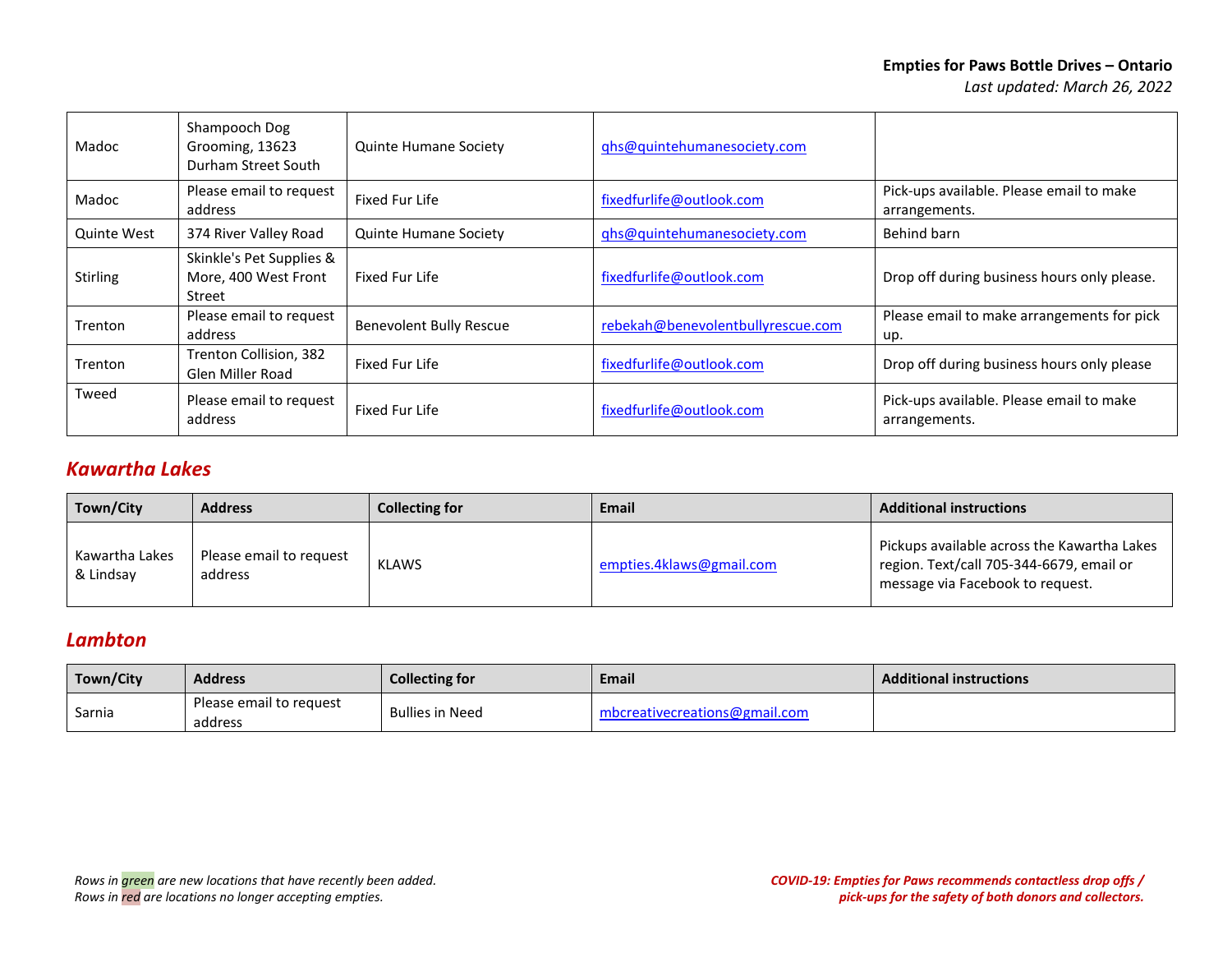| | | | | |
|---|---|---|---|---|
| Madoc | Shampooch Dog Grooming, 13623 Durham Street South | Quinte Humane Society | qhs@quintehumanesociety.com | |
| Madoc | Please email to request address | Fixed Fur Life | fixedfurlife@outlook.com | Pick-ups available. Please email to make arrangements. |
| Quinte West | 374 River Valley Road | Quinte Humane Society | qhs@quintehumanesociety.com | Behind barn |
| Stirling | Skinkle's Pet Supplies & More, 400 West Front Street | Fixed Fur Life | fixedfurlife@outlook.com | Drop off during business hours only please. |
| Trenton | Please email to request address | Benevolent Bully Rescue | rebekah@benevolentbullyrescue.com | Please email to make arrangements for pick up. |
| Trenton | Trenton Collision, 382 Glen Miller Road | Fixed Fur Life | fixedfurlife@outlook.com | Drop off during business hours only please |
| Tweed | Please email to request address | Fixed Fur Life | fixedfurlife@outlook.com | Pick-ups available. Please email to make arrangements. |

## *Kawartha Lakes*

| Town/City | Address | Collecting for | Email | Additional instructions |
|---|---|---|---|---|
| Kawartha Lakes & Lindsay | Please email to request address | KLAWS | empties.4klaws@gmail.com | Pickups available across the Kawartha Lakes region. Text/call 705-344-6679, email or message via Facebook to request. |

## *Lambton*

| Town/City | Address | Collecting for | Email | Additional instructions |
|---|---|---|---|---|
| Sarnia | Please email to request address | Bullies in Need | mbcreativecreations@gmail.com | |

*Rows in green are new locations that have recently been added.*
*Rows in red are locations no longer accepting empties.*

***COVID-19: Empties for Paws recommends contactless drop offs / pick-ups for the safety of both donors and collectors.***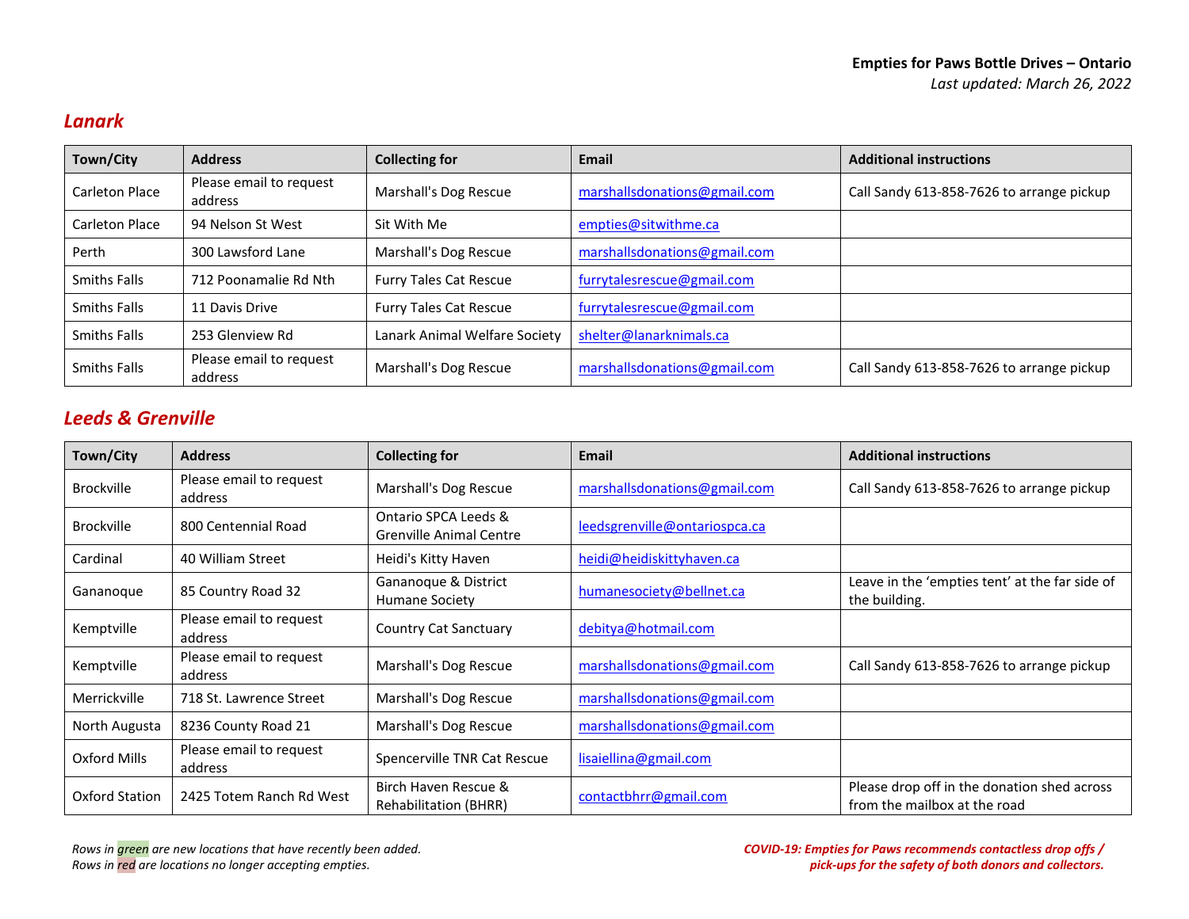**Empties for Paws Bottle Drives – Ontario**
*Last updated: March 26, 2022*

## Lanark

| Town/City | Address | Collecting for | Email | Additional instructions |
|---|---|---|---|---|
| Carleton Place | Please email to request address | Marshall's Dog Rescue | marshallsdonations@gmail.com | Call Sandy 613-858-7626 to arrange pickup |
| Carleton Place | 94 Nelson St West | Sit With Me | empties@sitwithme.ca | |
| Perth | 300 Lawsford Lane | Marshall's Dog Rescue | marshallsdonations@gmail.com | |
| Smiths Falls | 712 Poonamalie Rd Nth | Furry Tales Cat Rescue | furrytalesrescue@gmail.com | |
| Smiths Falls | 11 Davis Drive | Furry Tales Cat Rescue | furrytalesrescue@gmail.com | |
| Smiths Falls | 253 Glenview Rd | Lanark Animal Welfare Society | shelter@lanarknimals.ca | |
| Smiths Falls | Please email to request address | Marshall's Dog Rescue | marshallsdonations@gmail.com | Call Sandy 613-858-7626 to arrange pickup |

## Leeds & Grenville

| Town/City | Address | Collecting for | Email | Additional instructions |
|---|---|---|---|---|
| Brockville | Please email to request address | Marshall's Dog Rescue | marshallsdonations@gmail.com | Call Sandy 613-858-7626 to arrange pickup |
| Brockville | 800 Centennial Road | Ontario SPCA Leeds & Grenville Animal Centre | leedsgrenville@ontariospca.ca | |
| Cardinal | 40 William Street | Heidi's Kitty Haven | heidi@heidiskittyhaven.ca | |
| Gananoque | 85 Country Road 32 | Gananoque & District Humane Society | humanesociety@bellnet.ca | Leave in the 'empties tent' at the far side of the building. |
| Kemptville | Please email to request address | Country Cat Sanctuary | debitya@hotmail.com | |
| Kemptville | Please email to request address | Marshall's Dog Rescue | marshallsdonations@gmail.com | Call Sandy 613-858-7626 to arrange pickup |
| Merrickville | 718 St. Lawrence Street | Marshall's Dog Rescue | marshallsdonations@gmail.com | |
| North Augusta | 8236 County Road 21 | Marshall's Dog Rescue | marshallsdonations@gmail.com | |
| Oxford Mills | Please email to request address | Spencerville TNR Cat Rescue | lisaiellina@gmail.com | |
| Oxford Station | 2425 Totem Ranch Rd West | Birch Haven Rescue & Rehabilitation (BHRR) | contactbhrr@gmail.com | Please drop off in the donation shed across from the mailbox at the road |

*Rows in green are new locations that have recently been added.*
*Rows in red are locations no longer accepting empties.*

***COVID-19: Empties for Paws recommends contactless drop offs / pick-ups for the safety of both donors and collectors.***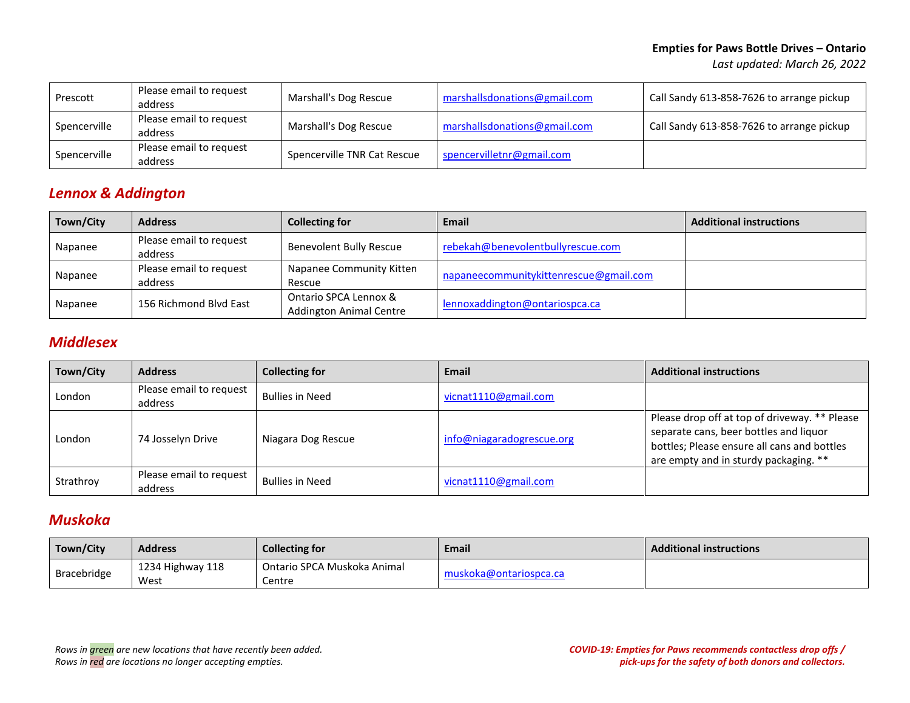| Prescott | Please email to request address | Marshall's Dog Rescue | marshallsdonations@gmail.com | Call Sandy 613-858-7626 to arrange pickup |
|---|---|---|---|---|
| Spencerville | Please email to request address | Marshall's Dog Rescue | marshallsdonations@gmail.com | Call Sandy 613-858-7626 to arrange pickup |
| Spencerville | Please email to request address | Spencerville TNR Cat Rescue | spencervilletnr@gmail.com | |

## *Lennox & Addington*

| Town/City | Address | Collecting for | Email | Additional instructions |
|---|---|---|---|---|
| Napanee | Please email to request address | Benevolent Bully Rescue | rebekah@benevolentbullyrescue.com | |
| Napanee | Please email to request address | Napanee Community Kitten Rescue | napaneecommunitykittenrescue@gmail.com | |
| Napanee | 156 Richmond Blvd East | Ontario SPCA Lennox & Addington Animal Centre | lennoxaddington@ontariospca.ca | |

## *Middlesex*

| Town/City | Address | Collecting for | Email | Additional instructions |
|---|---|---|---|---|
| London | Please email to request address | Bullies in Need | vicnat1110@gmail.com | |
| London | 74 Josselyn Drive | Niagara Dog Rescue | info@niagaradogrescue.org | Please drop off at top of driveway. ** Please separate cans, beer bottles and liquor bottles; Please ensure all cans and bottles are empty and in sturdy packaging. ** |
| Strathroy | Please email to request address | Bullies in Need | vicnat1110@gmail.com | |

## *Muskoka*

| Town/City | Address | Collecting for | Email | Additional instructions |
|---|---|---|---|---|
| Bracebridge | 1234 Highway 118 West | Ontario SPCA Muskoka Animal Centre | muskoka@ontariospca.ca | |

*Rows in green are new locations that have recently been added.*
*Rows in red are locations no longer accepting empties.*

***COVID-19: Empties for Paws recommends contactless drop offs / pick-ups for the safety of both donors and collectors.***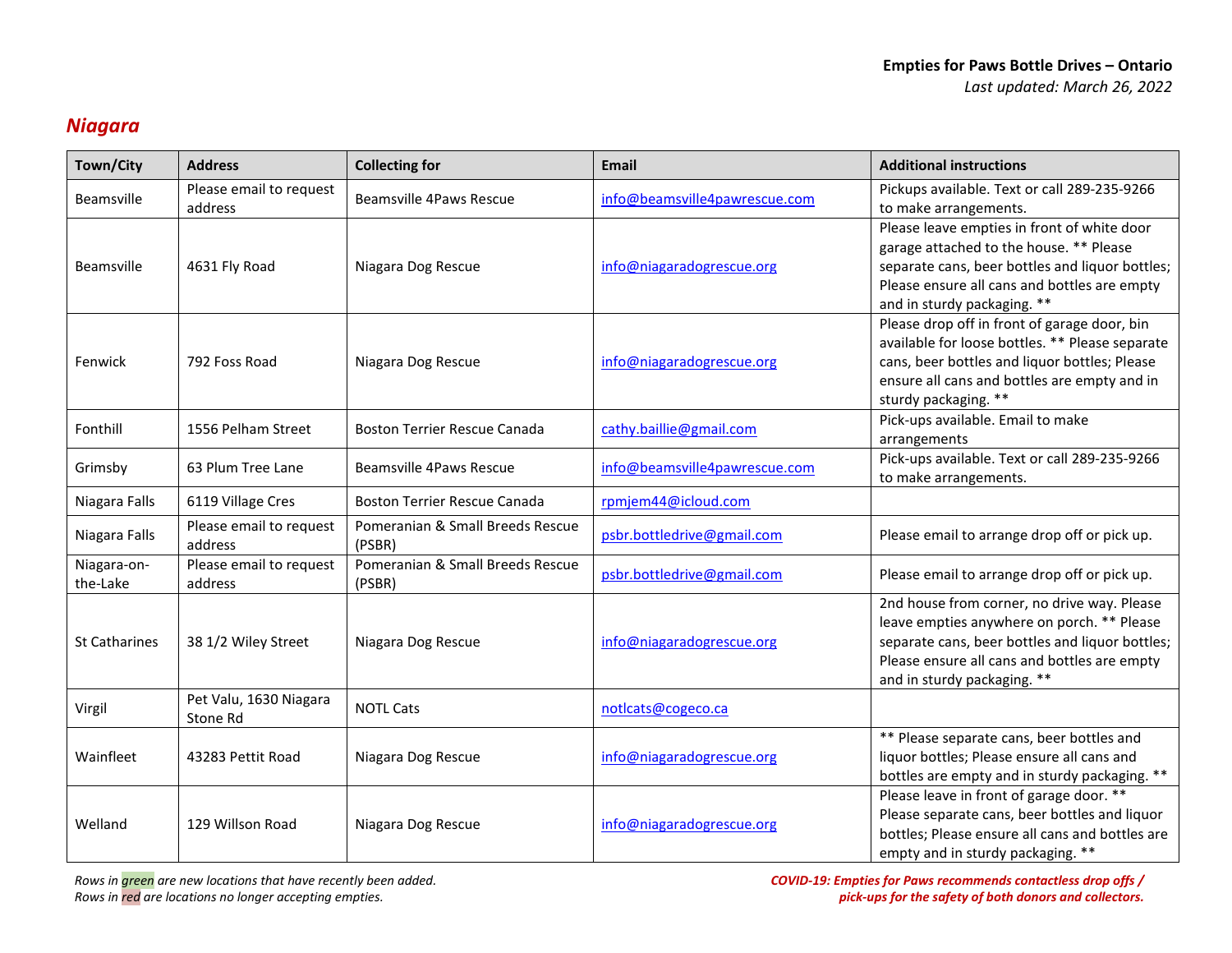**Empties for Paws Bottle Drives – Ontario**
*Last updated: March 26, 2022*

## *Niagara*

| Town/City | Address | Collecting for | Email | Additional instructions |
|---|---|---|---|---|
| Beamsville | Please email to request address | Beamsville 4Paws Rescue | info@beamsville4pawrescue.com | Pickups available. Text or call 289-235-9266 to make arrangements. |
| Beamsville | 4631 Fly Road | Niagara Dog Rescue | info@niagaradogrescue.org | Please leave empties in front of white door garage attached to the house. ** Please separate cans, beer bottles and liquor bottles; Please ensure all cans and bottles are empty and in sturdy packaging. ** |
| Fenwick | 792 Foss Road | Niagara Dog Rescue | info@niagaradogrescue.org | Please drop off in front of garage door, bin available for loose bottles. ** Please separate cans, beer bottles and liquor bottles; Please ensure all cans and bottles are empty and in sturdy packaging. ** |
| Fonthill | 1556 Pelham Street | Boston Terrier Rescue Canada | cathy.baillie@gmail.com | Pick-ups available. Email to make arrangements |
| Grimsby | 63 Plum Tree Lane | Beamsville 4Paws Rescue | info@beamsville4pawrescue.com | Pick-ups available. Text or call 289-235-9266 to make arrangements. |
| Niagara Falls | 6119 Village Cres | Boston Terrier Rescue Canada | rpmjem44@icloud.com | |
| Niagara Falls | Please email to request address | Pomeranian & Small Breeds Rescue (PSBR) | psbr.bottledrive@gmail.com | Please email to arrange drop off or pick up. |
| Niagara-on-the-Lake | Please email to request address | Pomeranian & Small Breeds Rescue (PSBR) | psbr.bottledrive@gmail.com | Please email to arrange drop off or pick up. |
| St Catharines | 38 1/2 Wiley Street | Niagara Dog Rescue | info@niagaradogrescue.org | 2nd house from corner, no drive way. Please leave empties anywhere on porch. ** Please separate cans, beer bottles and liquor bottles; Please ensure all cans and bottles are empty and in sturdy packaging. ** |
| Virgil | Pet Valu, 1630 Niagara Stone Rd | NOTL Cats | notlcats@cogeco.ca | |
| Wainfleet | 43283 Pettit Road | Niagara Dog Rescue | info@niagaradogrescue.org | ** Please separate cans, beer bottles and liquor bottles; Please ensure all cans and bottles are empty and in sturdy packaging. ** |
| Welland | 129 Willson Road | Niagara Dog Rescue | info@niagaradogrescue.org | Please leave in front of garage door. ** Please separate cans, beer bottles and liquor bottles; Please ensure all cans and bottles are empty and in sturdy packaging. ** |

*Rows in green are new locations that have recently been added.*
*Rows in red are locations no longer accepting empties.*

***COVID-19: Empties for Paws recommends contactless drop offs / pick-ups for the safety of both donors and collectors.***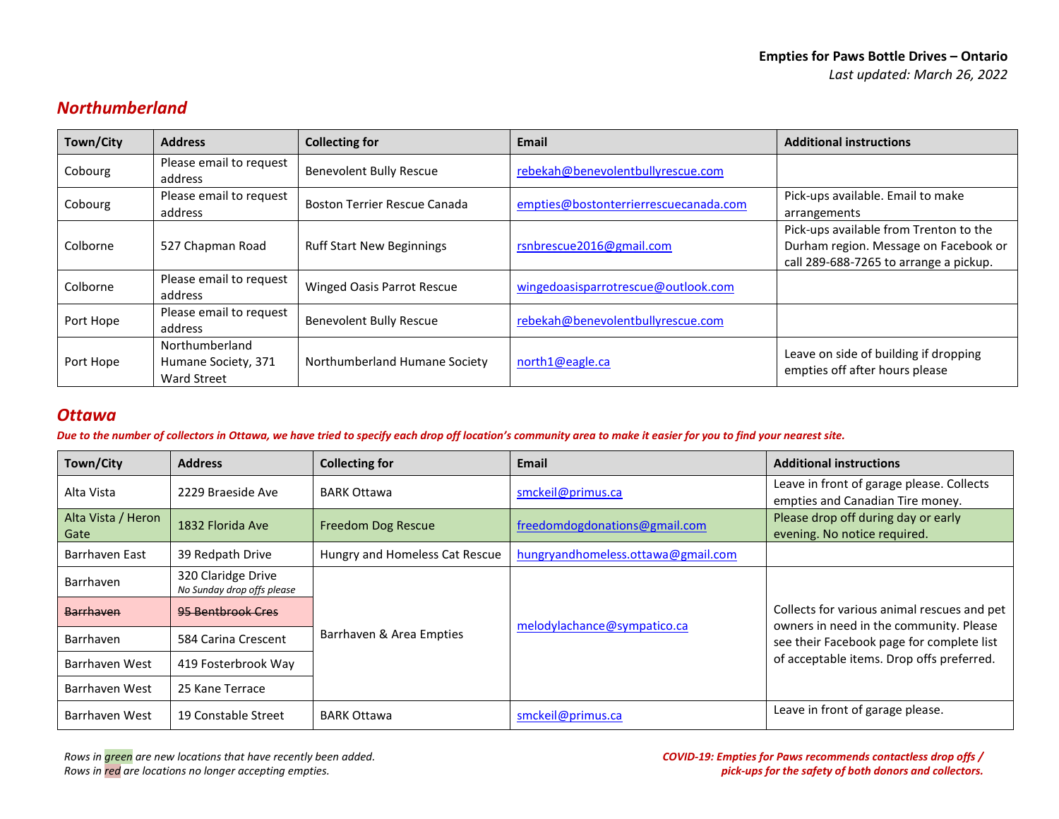**Empties for Paws Bottle Drives – Ontario**
*Last updated: March 26, 2022*

## Northumberland

| Town/City | Address | Collecting for | Email | Additional instructions |
|---|---|---|---|---|
| Cobourg | Please email to request address | Benevolent Bully Rescue | rebekah@benevolentbullyrescue.com | |
| Cobourg | Please email to request address | Boston Terrier Rescue Canada | empties@bostonterrierrescuecanada.com | Pick-ups available. Email to make arrangements |
| Colborne | 527 Chapman Road | Ruff Start New Beginnings | rsnbrescue2016@gmail.com | Pick-ups available from Trenton to the Durham region. Message on Facebook or call 289-688-7265 to arrange a pickup. |
| Colborne | Please email to request address | Winged Oasis Parrot Rescue | wingedoasisparrotrescue@outlook.com | |
| Port Hope | Please email to request address | Benevolent Bully Rescue | rebekah@benevolentbullyrescue.com | |
| Port Hope | Northumberland Humane Society, 371 Ward Street | Northumberland Humane Society | north1@eagle.ca | Leave on side of building if dropping empties off after hours please |

## Ottawa

***Due to the number of collectors in Ottawa, we have tried to specify each drop off location's community area to make it easier for you to find your nearest site.***

| Town/City | Address | Collecting for | Email | Additional instructions |
|---|---|---|---|---|
| Alta Vista | 2229 Braeside Ave | BARK Ottawa | smckeil@primus.ca | Leave in front of garage please. Collects empties and Canadian Tire money. |
| Alta Vista / Heron Gate | 1832 Florida Ave | Freedom Dog Rescue | freedomdogdonations@gmail.com | Please drop off during day or early evening. No notice required. |
| Barrhaven East | 39 Redpath Drive | Hungry and Homeless Cat Rescue | hungryandhomeless.ottawa@gmail.com | |
| Barrhaven | 320 Claridge Drive *No Sunday drop offs please* | Barrhaven & Area Empties | melodylachance@sympatico.ca | Collects for various animal rescues and pet owners in need in the community. Please see their Facebook page for complete list of acceptable items. Drop offs preferred. |
| ~~Barrhaven~~ | ~~95 Bentbrook Cres~~ | | | |
| Barrhaven | 584 Carina Crescent | | | |
| Barrhaven West | 419 Fosterbrook Way | | | |
| Barrhaven West | 25 Kane Terrace | | | |
| Barrhaven West | 19 Constable Street | BARK Ottawa | smckeil@primus.ca | Leave in front of garage please. |

*Rows in green are new locations that have recently been added.*
*Rows in red are locations no longer accepting empties.*

***COVID-19: Empties for Paws recommends contactless drop offs / pick-ups for the safety of both donors and collectors.***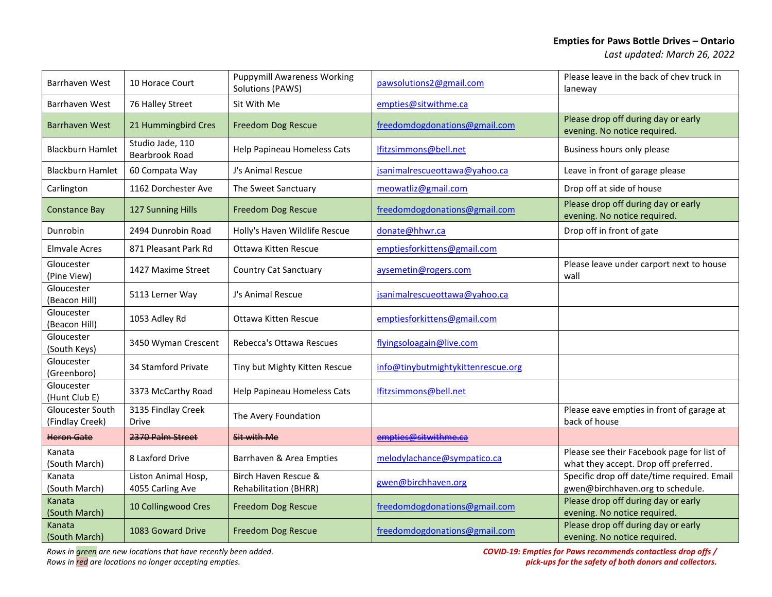**Empties for Paws Bottle Drives – Ontario**

*Last updated: March 26, 2022*

| | | | | |
|---|---|---|---|---|
| Barrhaven West | 10 Horace Court | Puppymill Awareness Working Solutions (PAWS) | pawsolutions2@gmail.com | Please leave in the back of chev truck in laneway |
| Barrhaven West | 76 Halley Street | Sit With Me | empties@sitwithme.ca | |
| Barrhaven West | 21 Hummingbird Cres | Freedom Dog Rescue | freedomdogdonations@gmail.com | Please drop off during day or early evening. No notice required. |
| Blackburn Hamlet | Studio Jade, 110 Bearbrook Road | Help Papineau Homeless Cats | lfitzsimmons@bell.net | Business hours only please |
| Blackburn Hamlet | 60 Compata Way | J's Animal Rescue | jsanimalrescueottawa@yahoo.ca | Leave in front of garage please |
| Carlington | 1162 Dorchester Ave | The Sweet Sanctuary | meowatliz@gmail.com | Drop off at side of house |
| Constance Bay | 127 Sunning Hills | Freedom Dog Rescue | freedomdogdonations@gmail.com | Please drop off during day or early evening. No notice required. |
| Dunrobin | 2494 Dunrobin Road | Holly's Haven Wildlife Rescue | donate@hhwr.ca | Drop off in front of gate |
| Elmvale Acres | 871 Pleasant Park Rd | Ottawa Kitten Rescue | emptiesforkittens@gmail.com | |
| Gloucester (Pine View) | 1427 Maxime Street | Country Cat Sanctuary | aysemetin@rogers.com | Please leave under carport next to house wall |
| Gloucester (Beacon Hill) | 5113 Lerner Way | J's Animal Rescue | jsanimalrescueottawa@yahoo.ca | |
| Gloucester (Beacon Hill) | 1053 Adley Rd | Ottawa Kitten Rescue | emptiesforkittens@gmail.com | |
| Gloucester (South Keys) | 3450 Wyman Crescent | Rebecca's Ottawa Rescues | flyingsoloagain@live.com | |
| Gloucester (Greenboro) | 34 Stamford Private | Tiny but Mighty Kitten Rescue | info@tinybutmightykittenrescue.org | |
| Gloucester (Hunt Club E) | 3373 McCarthy Road | Help Papineau Homeless Cats | lfitzsimmons@bell.net | |
| Gloucester South (Findlay Creek) | 3135 Findlay Creek Drive | The Avery Foundation | | Please eave empties in front of garage at back of house |
| ~~Heron Gate~~ | ~~2370 Palm Street~~ | ~~Sit with Me~~ | ~~empties@sitwithme.ca~~ | |
| Kanata (South March) | 8 Laxford Drive | Barrhaven & Area Empties | melodylachance@sympatico.ca | Please see their Facebook page for list of what they accept. Drop off preferred. |
| Kanata (South March) | Liston Animal Hosp, 4055 Carling Ave | Birch Haven Rescue & Rehabilitation (BHRR) | gwen@birchhaven.org | Specific drop off date/time required. Email gwen@birchhaven.org to schedule. |
| Kanata (South March) | 10 Collingwood Cres | Freedom Dog Rescue | freedomdogdonations@gmail.com | Please drop off during day or early evening. No notice required. |
| Kanata (South March) | 1083 Goward Drive | Freedom Dog Rescue | freedomdogdonations@gmail.com | Please drop off during day or early evening. No notice required. |

*Rows in green are new locations that have recently been added.*
*Rows in red are locations no longer accepting empties.*

***COVID-19: Empties for Paws recommends contactless drop offs / pick-ups for the safety of both donors and collectors.***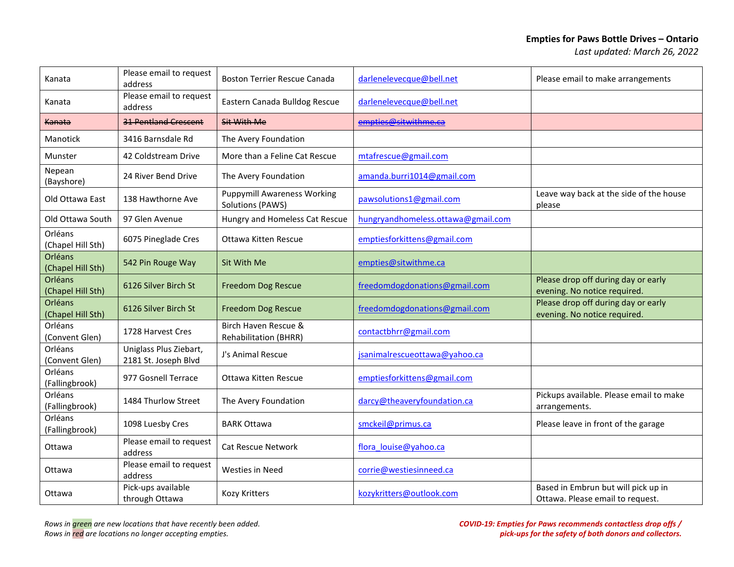**Empties for Paws Bottle Drives – Ontario**

*Last updated: March 26, 2022*

| | | | | |
|---|---|---|---|---|
| Kanata | Please email to request address | Boston Terrier Rescue Canada | darlenelevecque@bell.net | Please email to make arrangements |
| Kanata | Please email to request address | Eastern Canada Bulldog Rescue | darlenelevecque@bell.net | |
| ~~Kanata~~ | ~~31 Pentland Crescent~~ | ~~Sit With Me~~ | ~~empties@sitwithme.ca~~ | |
| Manotick | 3416 Barnsdale Rd | The Avery Foundation | | |
| Munster | 42 Coldstream Drive | More than a Feline Cat Rescue | mtafrescue@gmail.com | |
| Nepean (Bayshore) | 24 River Bend Drive | The Avery Foundation | amanda.burri1014@gmail.com | |
| Old Ottawa East | 138 Hawthorne Ave | Puppymill Awareness Working Solutions (PAWS) | pawsolutions1@gmail.com | Leave way back at the side of the house please |
| Old Ottawa South | 97 Glen Avenue | Hungry and Homeless Cat Rescue | hungryandhomeless.ottawa@gmail.com | |
| Orléans (Chapel Hill Sth) | 6075 Pineglade Cres | Ottawa Kitten Rescue | emptiesforkittens@gmail.com | |
| Orléans (Chapel Hill Sth) | 542 Pin Rouge Way | Sit With Me | empties@sitwithme.ca | |
| Orléans (Chapel Hill Sth) | 6126 Silver Birch St | Freedom Dog Rescue | freedomdogdonations@gmail.com | Please drop off during day or early evening. No notice required. |
| Orléans (Chapel Hill Sth) | 6126 Silver Birch St | Freedom Dog Rescue | freedomdogdonations@gmail.com | Please drop off during day or early evening. No notice required. |
| Orléans (Convent Glen) | 1728 Harvest Cres | Birch Haven Rescue & Rehabilitation (BHRR) | contactbhrr@gmail.com | |
| Orléans (Convent Glen) | Uniglass Plus Ziebart, 2181 St. Joseph Blvd | J's Animal Rescue | jsanimalrescueottawa@yahoo.ca | |
| Orléans (Fallingbrook) | 977 Gosnell Terrace | Ottawa Kitten Rescue | emptiesforkittens@gmail.com | |
| Orléans (Fallingbrook) | 1484 Thurlow Street | The Avery Foundation | darcy@theaveryfoundation.ca | Pickups available. Please email to make arrangements. |
| Orléans (Fallingbrook) | 1098 Luesby Cres | BARK Ottawa | smckeil@primus.ca | Please leave in front of the garage |
| Ottawa | Please email to request address | Cat Rescue Network | flora_louise@yahoo.ca | |
| Ottawa | Please email to request address | Westies in Need | corrie@westiesinneed.ca | |
| Ottawa | Pick-ups available through Ottawa | Kozy Kritters | kozykritters@outlook.com | Based in Embrun but will pick up in Ottawa. Please email to request. |

*Rows in green are new locations that have recently been added.*
*Rows in red are locations no longer accepting empties.*

***COVID-19: Empties for Paws recommends contactless drop offs / pick-ups for the safety of both donors and collectors.***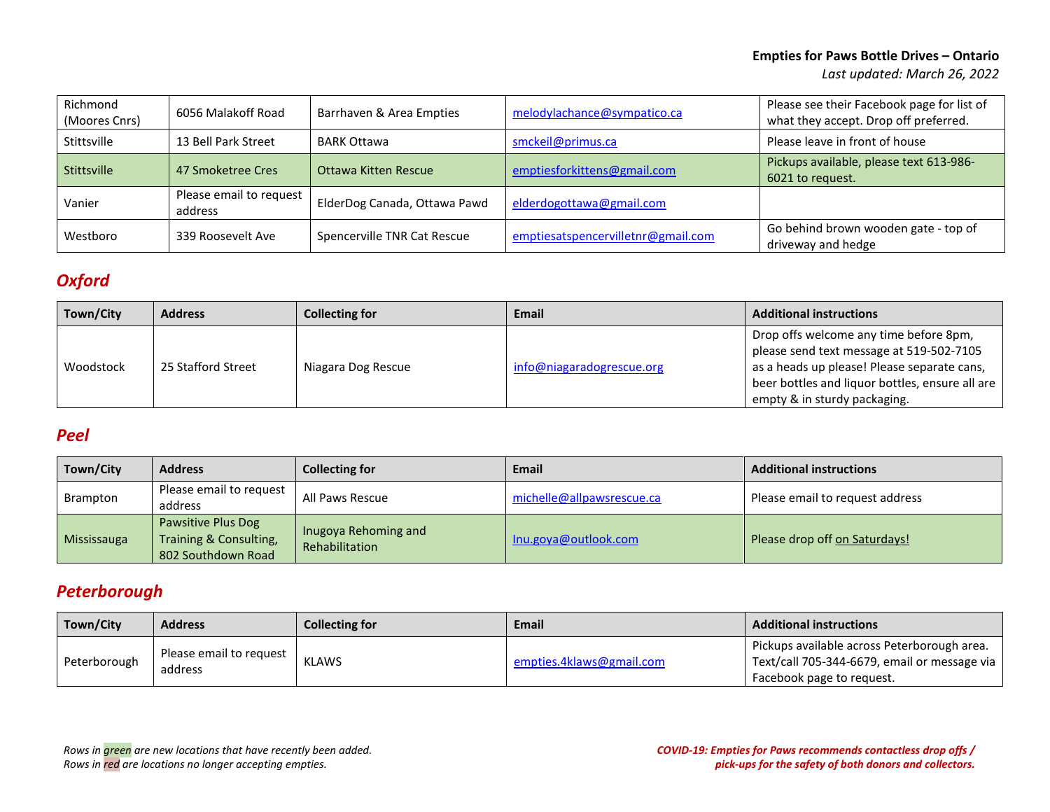| Richmond (Moores Cnrs) | 6056 Malakoff Road | Barrhaven & Area Empties | melodylachance@sympatico.ca | Please see their Facebook page for list of what they accept. Drop off preferred. |
|---|---|---|---|---|
| Stittsville | 13 Bell Park Street | BARK Ottawa | smckeil@primus.ca | Please leave in front of house |
| Stittsville | 47 Smoketree Cres | Ottawa Kitten Rescue | emptiesforkittens@gmail.com | Pickups available, please text 613-986-6021 to request. |
| Vanier | Please email to request address | ElderDog Canada, Ottawa Pawd | elderdogottawa@gmail.com | |
| Westboro | 339 Roosevelt Ave | Spencerville TNR Cat Rescue | emptiesatspencervilletnr@gmail.com | Go behind brown wooden gate - top of driveway and hedge |

## *Oxford*

| Town/City | Address | Collecting for | Email | Additional instructions |
|---|---|---|---|---|
| Woodstock | 25 Stafford Street | Niagara Dog Rescue | info@niagaradogrescue.org | Drop offs welcome any time before 8pm, please send text message at 519-502-7105 as a heads up please! Please separate cans, beer bottles and liquor bottles, ensure all are empty & in sturdy packaging. |

## *Peel*

| Town/City | Address | Collecting for | Email | Additional instructions |
|---|---|---|---|---|
| Brampton | Please email to request address | All Paws Rescue | michelle@allpawsrescue.ca | Please email to request address |
| Mississauga | Pawsitive Plus Dog Training & Consulting, 802 Southdown Road | Inugoya Rehoming and Rehabilitation | Inu.goya@outlook.com | Please drop off on Saturdays! |

## *Peterborough*

| Town/City | Address | Collecting for | Email | Additional instructions |
|---|---|---|---|---|
| Peterborough | Please email to request address | KLAWS | empties.4klaws@gmail.com | Pickups available across Peterborough area. Text/call 705-344-6679, email or message via Facebook page to request. |

*Rows in green are new locations that have recently been added.*
*Rows in red are locations no longer accepting empties.*

***COVID-19: Empties for Paws recommends contactless drop offs / pick-ups for the safety of both donors and collectors.***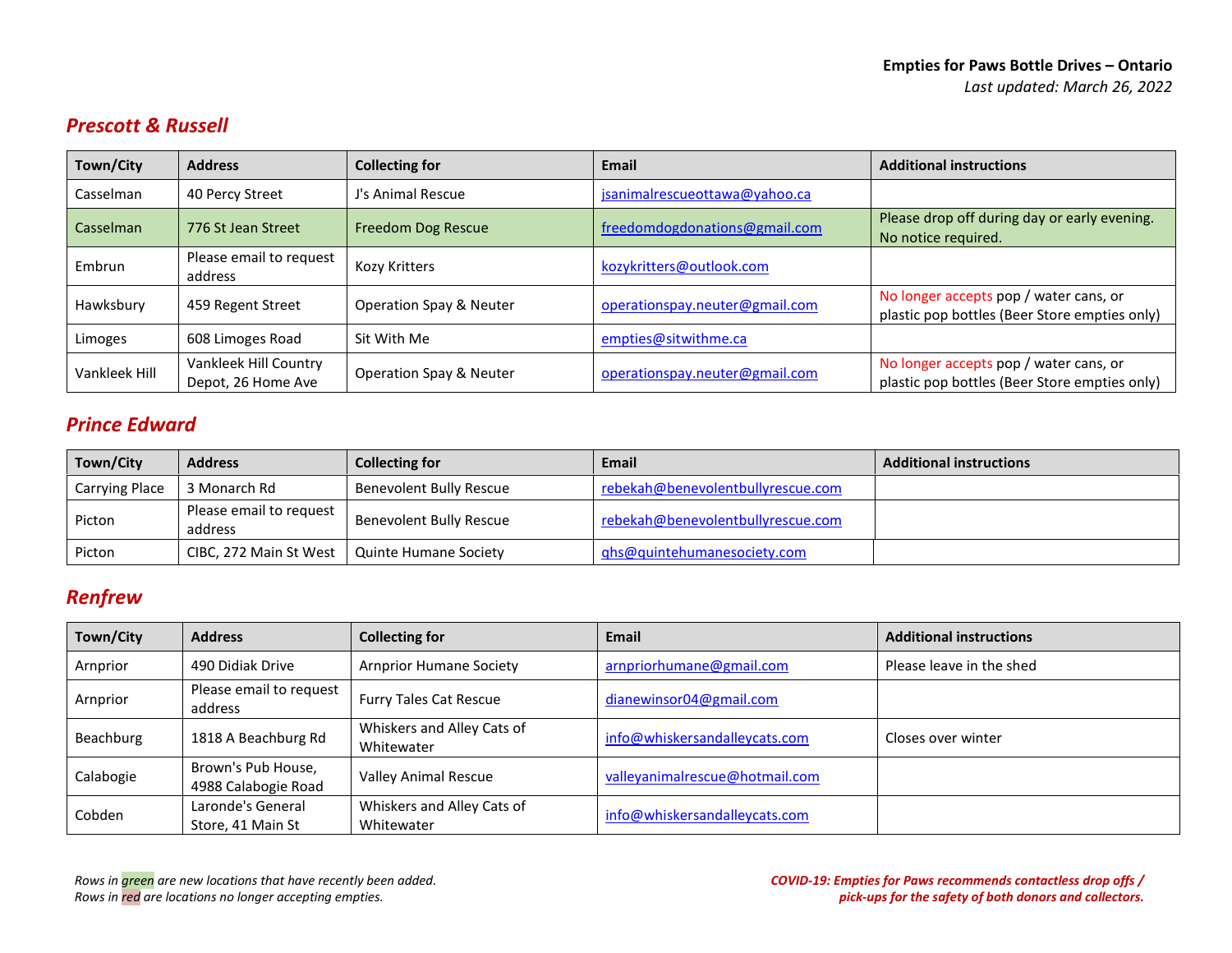**Empies for Paws Bottle Drives – Ontario**
*Last updated: March 26, 2022*

## Prescott & Russell

| Town/City | Address | Collecting for | Email | Additional instructions |
|---|---|---|---|---|
| Casselman | 40 Percy Street | J's Animal Rescue | jsanimalrescueottawa@yahoo.ca | |
| Casselman | 776 St Jean Street | Freedom Dog Rescue | freedomdogdonations@gmail.com | Please drop off during day or early evening. No notice required. |
| Embrun | Please email to request address | Kozy Kritters | kozykritters@outlook.com | |
| Hawksbury | 459 Regent Street | Operation Spay & Neuter | operationspay.neuter@gmail.com | No longer accepts pop / water cans, or plastic pop bottles (Beer Store empties only) |
| Limoges | 608 Limoges Road | Sit With Me | empties@sitwithme.ca | |
| Vankleek Hill | Vankleek Hill Country Depot, 26 Home Ave | Operation Spay & Neuter | operationspay.neuter@gmail.com | No longer accepts pop / water cans, or plastic pop bottles (Beer Store empties only) |

## Prince Edward

| Town/City | Address | Collecting for | Email | Additional instructions |
|---|---|---|---|---|
| Carrying Place | 3 Monarch Rd | Benevolent Bully Rescue | rebekah@benevolentbullyrescue.com | |
| Picton | Please email to request address | Benevolent Bully Rescue | rebekah@benevolentbullyrescue.com | |
| Picton | CIBC, 272 Main St West | Quinte Humane Society | qhs@quintehumanesociety.com | |

## Renfrew

| Town/City | Address | Collecting for | Email | Additional instructions |
|---|---|---|---|---|
| Arnprior | 490 Didiak Drive | Arnprior Humane Society | arnpriorhumane@gmail.com | Please leave in the shed |
| Arnprior | Please email to request address | Furry Tales Cat Rescue | dianewinsor04@gmail.com | |
| Beachburg | 1818 A Beachburg Rd | Whiskers and Alley Cats of Whitewater | info@whiskersandalleycats.com | Closes over winter |
| Calabogie | Brown's Pub House, 4988 Calabogie Road | Valley Animal Rescue | valleyanimalrescue@hotmail.com | |
| Cobden | Laronde's General Store, 41 Main St | Whiskers and Alley Cats of Whitewater | info@whiskersandalleycats.com | |

*Rows in green are new locations that have recently been added.*
*Rows in red are locations no longer accepting empties.*

***COVID-19: Empties for Paws recommends contactless drop offs / pick-ups for the safety of both donors and collectors.***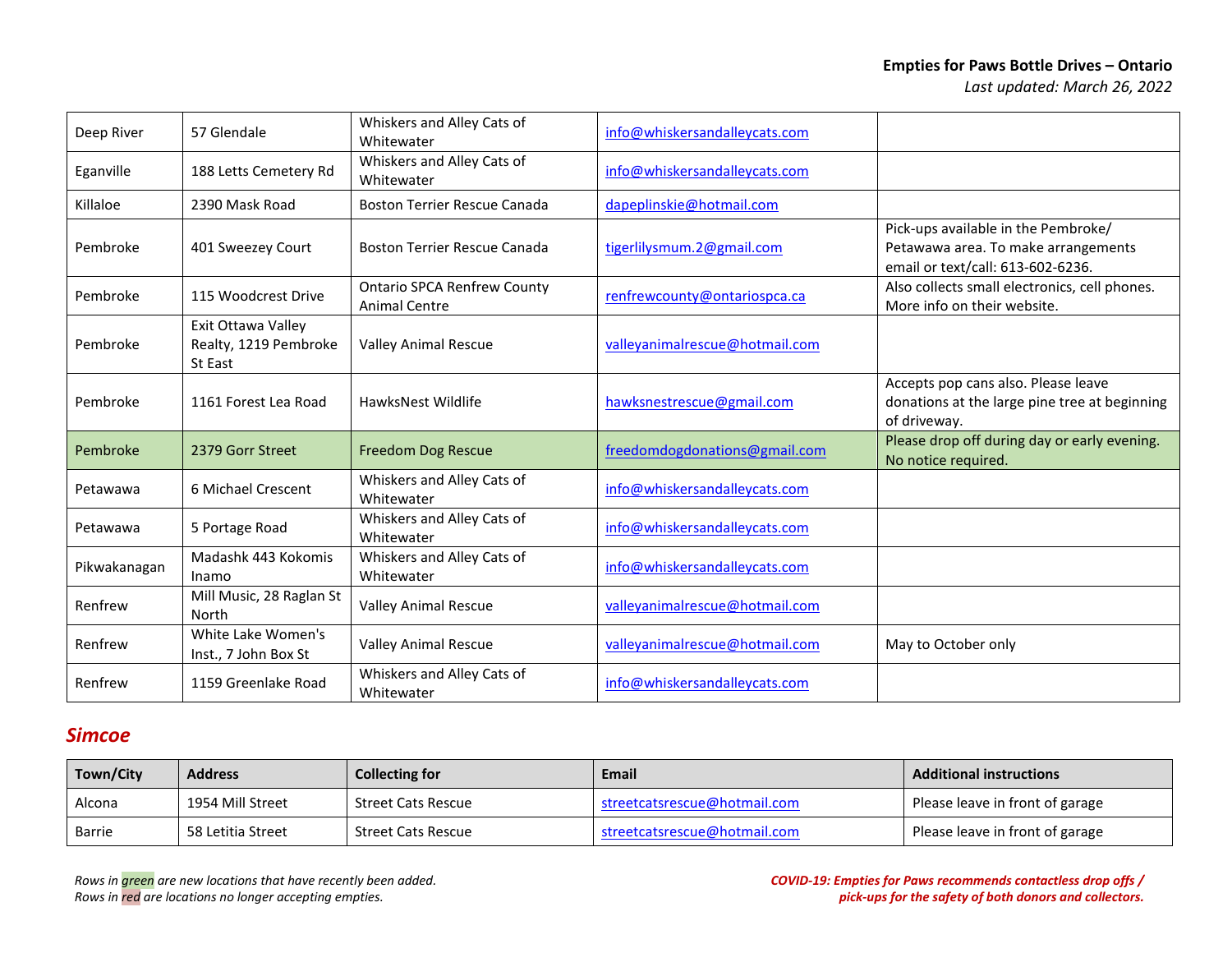| | | | | |
|---|---|---|---|---|
| Deep River | 57 Glendale | Whiskers and Alley Cats of Whitewater | info@whiskersandalleycats.com | |
| Eganville | 188 Letts Cemetery Rd | Whiskers and Alley Cats of Whitewater | info@whiskersandalleycats.com | |
| Killaloe | 2390 Mask Road | Boston Terrier Rescue Canada | dapeplinskie@hotmail.com | |
| Pembroke | 401 Sweezey Court | Boston Terrier Rescue Canada | tigerlilysmum.2@gmail.com | Pick-ups available in the Pembroke/ Petawawa area. To make arrangements email or text/call: 613-602-6236. |
| Pembroke | 115 Woodcrest Drive | Ontario SPCA Renfrew County Animal Centre | renfrewcounty@ontariospca.ca | Also collects small electronics, cell phones. More info on their website. |
| Pembroke | Exit Ottawa Valley Realty, 1219 Pembroke St East | Valley Animal Rescue | valleyanimalrescue@hotmail.com | |
| Pembroke | 1161 Forest Lea Road | HawksNest Wildlife | hawksnestrescue@gmail.com | Accepts pop cans also. Please leave donations at the large pine tree at beginning of driveway. |
| Pembroke | 2379 Gorr Street | Freedom Dog Rescue | freedomdogdonations@gmail.com | Please drop off during day or early evening. No notice required. |
| Petawawa | 6 Michael Crescent | Whiskers and Alley Cats of Whitewater | info@whiskersandalleycats.com | |
| Petawawa | 5 Portage Road | Whiskers and Alley Cats of Whitewater | info@whiskersandalleycats.com | |
| Pikwakanagan | Madashk 443 Kokomis Inamo | Whiskers and Alley Cats of Whitewater | info@whiskersandalleycats.com | |
| Renfrew | Mill Music, 28 Raglan St North | Valley Animal Rescue | valleyanimalrescue@hotmail.com | |
| Renfrew | White Lake Women's Inst., 7 John Box St | Valley Animal Rescue | valleyanimalrescue@hotmail.com | May to October only |
| Renfrew | 1159 Greenlake Road | Whiskers and Alley Cats of Whitewater | info@whiskersandalleycats.com | |

## Simcoe

| Town/City | Address | Collecting for | Email | Additional instructions |
|---|---|---|---|---|
| Alcona | 1954 Mill Street | Street Cats Rescue | streetcatsrescue@hotmail.com | Please leave in front of garage |
| Barrie | 58 Letitia Street | Street Cats Rescue | streetcatsrescue@hotmail.com | Please leave in front of garage |

*Rows in green are new locations that have recently been added.*
*Rows in red are locations no longer accepting empties.*

***COVID-19: Empties for Paws recommends contactless drop offs / pick-ups for the safety of both donors and collectors.***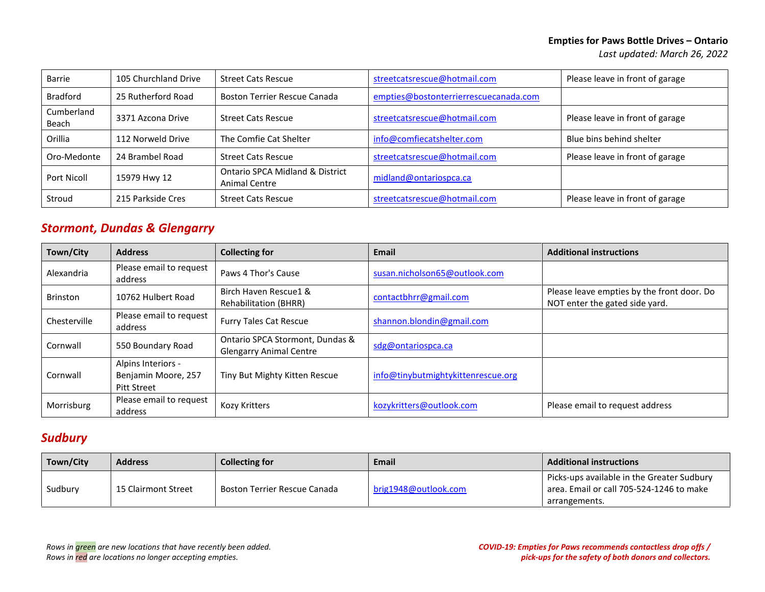| | | | | |
|---|---|---|---|---|
| Barrie | 105 Churchland Drive | Street Cats Rescue | streetcatsrescue@hotmail.com | Please leave in front of garage |
| Bradford | 25 Rutherford Road | Boston Terrier Rescue Canada | empties@bostonterrierrescuecanada.com | |
| Cumberland Beach | 3371 Azcona Drive | Street Cats Rescue | streetcatsrescue@hotmail.com | Please leave in front of garage |
| Orillia | 112 Norweld Drive | The Comfie Cat Shelter | info@comfiecatshelter.com | Blue bins behind shelter |
| Oro-Medonte | 24 Brambel Road | Street Cats Rescue | streetcatsrescue@hotmail.com | Please leave in front of garage |
| Port Nicoll | 15979 Hwy 12 | Ontario SPCA Midland & District Animal Centre | midland@ontariospca.ca | |
| Stroud | 215 Parkside Cres | Street Cats Rescue | streetcatsrescue@hotmail.com | Please leave in front of garage |

## *Stormont, Dundas & Glengarry*

| Town/City | Address | Collecting for | Email | Additional instructions |
|---|---|---|---|---|
| Alexandria | Please email to request address | Paws 4 Thor's Cause | susan.nicholson65@outlook.com | |
| Brinston | 10762 Hulbert Road | Birch Haven Rescue1 & Rehabilitation (BHRR) | contactbhrr@gmail.com | Please leave empties by the front door. Do NOT enter the gated side yard. |
| Chesterville | Please email to request address | Furry Tales Cat Rescue | shannon.blondin@gmail.com | |
| Cornwall | 550 Boundary Road | Ontario SPCA Stormont, Dundas & Glengarry Animal Centre | sdg@ontariospca.ca | |
| Cornwall | Alpins Interiors - Benjamin Moore, 257 Pitt Street | Tiny But Mighty Kitten Rescue | info@tinybutmightykittenrescue.org | |
| Morrisburg | Please email to request address | Kozy Kritters | kozykritters@outlook.com | Please email to request address |

## *Sudbury*

| Town/City | Address | Collecting for | Email | Additional instructions |
|---|---|---|---|---|
| Sudbury | 15 Clairmont Street | Boston Terrier Rescue Canada | brig1948@outlook.com | Picks-ups available in the Greater Sudbury area. Email or call 705-524-1246 to make arrangements. |

*Rows in green are new locations that have recently been added.*
*Rows in red are locations no longer accepting empties.*

***COVID-19: Empties for Paws recommends contactless drop offs / pick-ups for the safety of both donors and collectors.***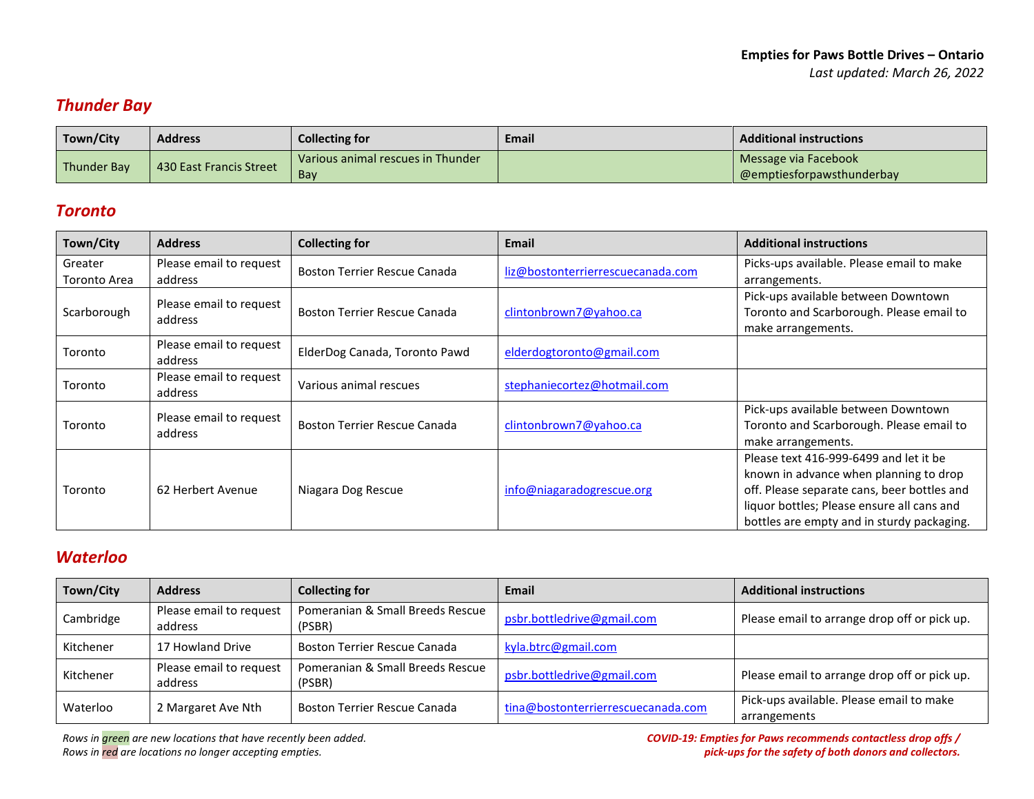**Empties for Paws Bottle Drives – Ontario**

*Last updated: March 26, 2022*

## Thunder Bay

| Town/City | Address | Collecting for | Email | Additional instructions |
|---|---|---|---|---|
| Thunder Bay | 430 East Francis Street | Various animal rescues in Thunder Bay | | Message via Facebook @emptiesforpawsthunderbay |

## Toronto

| Town/City | Address | Collecting for | Email | Additional instructions |
|---|---|---|---|---|
| Greater Toronto Area | Please email to request address | Boston Terrier Rescue Canada | liz@bostonterrierrescuecanada.com | Picks-ups available. Please email to make arrangements. |
| Scarborough | Please email to request address | Boston Terrier Rescue Canada | clintonbrown7@yahoo.ca | Pick-ups available between Downtown Toronto and Scarborough. Please email to make arrangements. |
| Toronto | Please email to request address | ElderDog Canada, Toronto Pawd | elderdogtoronto@gmail.com | |
| Toronto | Please email to request address | Various animal rescues | stephaniecortez@hotmail.com | |
| Toronto | Please email to request address | Boston Terrier Rescue Canada | clintonbrown7@yahoo.ca | Pick-ups available between Downtown Toronto and Scarborough. Please email to make arrangements. |
| Toronto | 62 Herbert Avenue | Niagara Dog Rescue | info@niagaradogrescue.org | Please text 416-999-6499 and let it be known in advance when planning to drop off. Please separate cans, beer bottles and liquor bottles; Please ensure all cans and bottles are empty and in sturdy packaging. |

## Waterloo

| Town/City | Address | Collecting for | Email | Additional instructions |
|---|---|---|---|---|
| Cambridge | Please email to request address | Pomeranian & Small Breeds Rescue (PSBR) | psbr.bottledrive@gmail.com | Please email to arrange drop off or pick up. |
| Kitchener | 17 Howland Drive | Boston Terrier Rescue Canada | kyla.btrc@gmail.com | |
| Kitchener | Please email to request address | Pomeranian & Small Breeds Rescue (PSBR) | psbr.bottledrive@gmail.com | Please email to arrange drop off or pick up. |
| Waterloo | 2 Margaret Ave Nth | Boston Terrier Rescue Canada | tina@bostonterrierrescuecanada.com | Pick-ups available. Please email to make arrangements |

*Rows in green are new locations that have recently been added.*
*Rows in red are locations no longer accepting empties.*

***COVID-19: Empties for Paws recommends contactless drop offs / pick-ups for the safety of both donors and collectors.***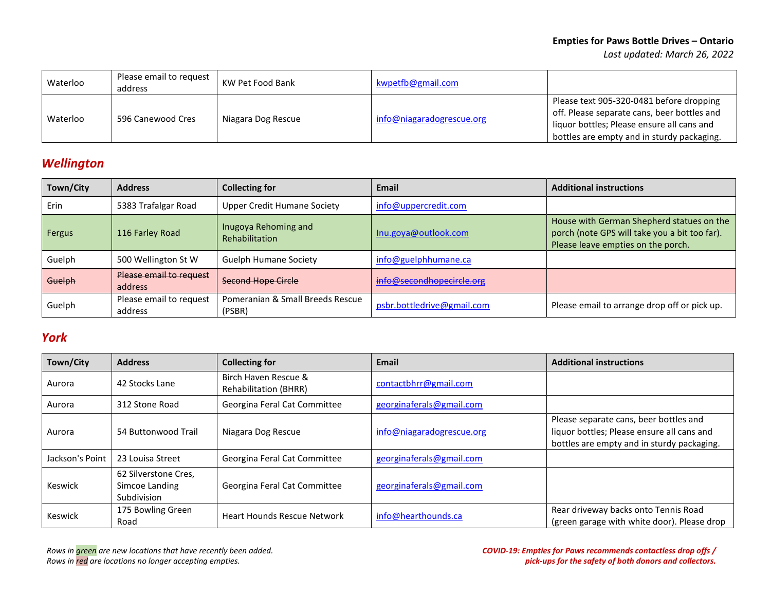| | | | | |
|---|---|---|---|---|
| Waterloo | Please email to request address | KW Pet Food Bank | kwpetfb@gmail.com | |
| Waterloo | 596 Canewood Cres | Niagara Dog Rescue | info@niagaradogrescue.org | Please text 905-320-0481 before dropping off. Please separate cans, beer bottles and liquor bottles; Please ensure all cans and bottles are empty and in sturdy packaging. |

## Wellington

| Town/City | Address | Collecting for | Email | Additional instructions |
|---|---|---|---|---|
| Erin | 5383 Trafalgar Road | Upper Credit Humane Society | info@uppercredit.com | |
| Fergus | 116 Farley Road | Inugoya Rehoming and Rehabilitation | Inu.goya@outlook.com | House with German Shepherd statues on the porch (note GPS will take you a bit too far). Please leave empties on the porch. |
| Guelph | 500 Wellington St W | Guelph Humane Society | info@guelphhumane.ca | |
| ~~Guelph~~ | ~~Please email to request address~~ | ~~Second Hope Circle~~ | ~~info@secondhopecircle.org~~ | |
| Guelph | Please email to request address | Pomeranian & Small Breeds Rescue (PSBR) | psbr.bottledrive@gmail.com | Please email to arrange drop off or pick up. |

## York

| Town/City | Address | Collecting for | Email | Additional instructions |
|---|---|---|---|---|
| Aurora | 42 Stocks Lane | Birch Haven Rescue & Rehabilitation (BHRR) | contactbhrr@gmail.com | |
| Aurora | 312 Stone Road | Georgina Feral Cat Committee | georginaferals@gmail.com | |
| Aurora | 54 Buttonwood Trail | Niagara Dog Rescue | info@niagaradogrescue.org | Please separate cans, beer bottles and liquor bottles; Please ensure all cans and bottles are empty and in sturdy packaging. |
| Jackson's Point | 23 Louisa Street | Georgina Feral Cat Committee | georginaferals@gmail.com | |
| Keswick | 62 Silverstone Cres, Simcoe Landing Subdivision | Georgina Feral Cat Committee | georginaferals@gmail.com | |
| Keswick | 175 Bowling Green Road | Heart Hounds Rescue Network | info@hearthounds.ca | Rear driveway backs onto Tennis Road (green garage with white door). Please drop |

*Rows in green are new locations that have recently been added.*
*Rows in red are locations no longer accepting empties.*

***COVID-19: Empties for Paws recommends contactless drop offs / pick-ups for the safety of both donors and collectors.***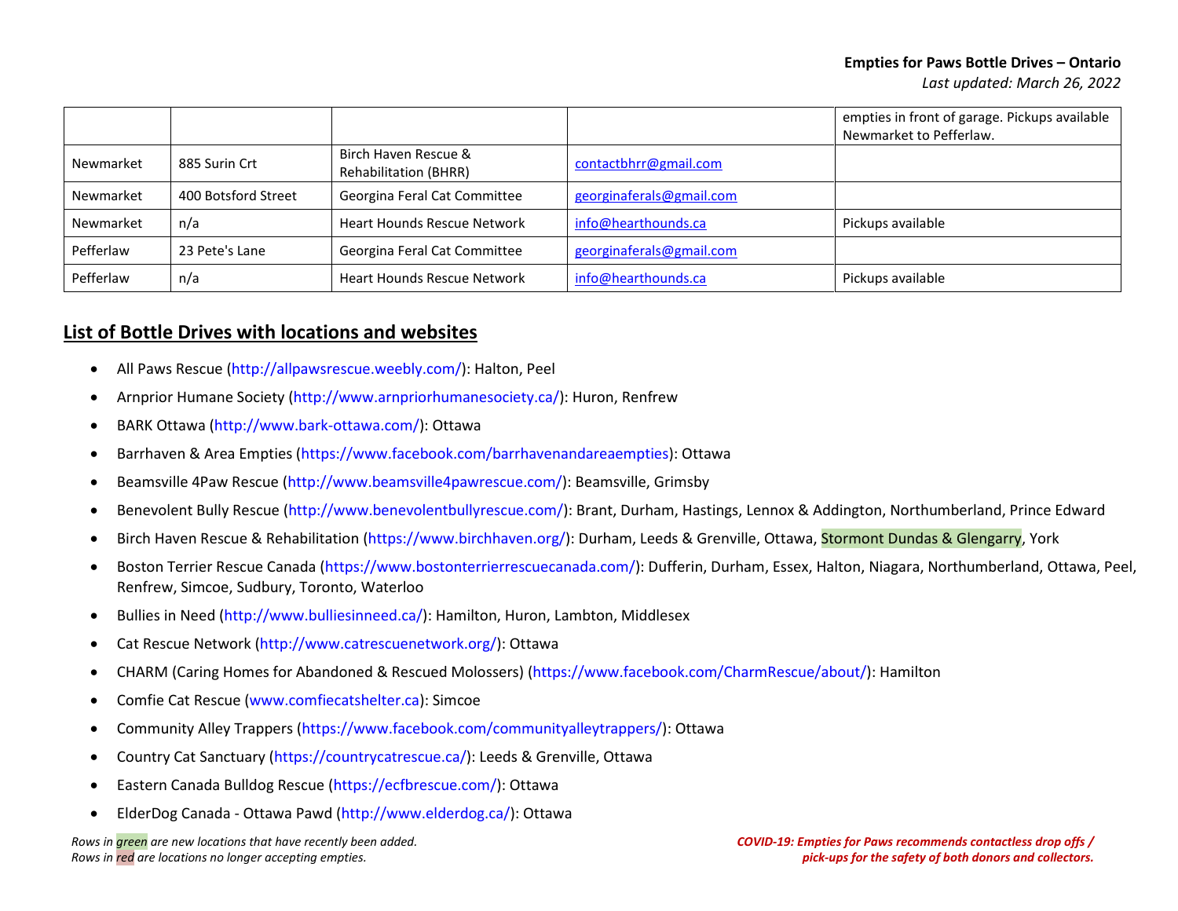| | | | | empties in front of garage. Pickups available Newmarket to Pefferlaw. |
|---|---|---|---|---|
| Newmarket | 885 Surin Crt | Birch Haven Rescue & Rehabilitation (BHRR) | contactbhrr@gmail.com | |
| Newmarket | 400 Botsford Street | Georgina Feral Cat Committee | georginaferals@gmail.com | |
| Newmarket | n/a | Heart Hounds Rescue Network | info@hearthounds.ca | Pickups available |
| Pefferlaw | 23 Pete's Lane | Georgina Feral Cat Committee | georginaferals@gmail.com | |
| Pefferlaw | n/a | Heart Hounds Rescue Network | info@hearthounds.ca | Pickups available |

## List of Bottle Drives with locations and websites

- All Paws Rescue (http://allpawsrescue.weebly.com/): Halton, Peel
- Arnprior Humane Society (http://www.arnpriorhumanesociety.ca/): Huron, Renfrew
- BARK Ottawa (http://www.bark-ottawa.com/): Ottawa
- Barrhaven & Area Empties (https://www.facebook.com/barrhavenandareaempties): Ottawa
- Beamsville 4Paw Rescue (http://www.beamsville4pawrescue.com/): Beamsville, Grimsby
- Benevolent Bully Rescue (http://www.benevolentbullyrescue.com/): Brant, Durham, Hastings, Lennox & Addington, Northumberland, Prince Edward
- Birch Haven Rescue & Rehabilitation (https://www.birchhaven.org/): Durham, Leeds & Grenville, Ottawa, Stormont Dundas & Glengarry, York
- Boston Terrier Rescue Canada (https://www.bostonterrierrescuecanada.com/): Dufferin, Durham, Essex, Halton, Niagara, Northumberland, Ottawa, Peel, Renfrew, Simcoe, Sudbury, Toronto, Waterloo
- Bullies in Need (http://www.bulliesinneed.ca/): Hamilton, Huron, Lambton, Middlesex
- Cat Rescue Network (http://www.catrescuenetwork.org/): Ottawa
- CHARM (Caring Homes for Abandoned & Rescued Molossers) (https://www.facebook.com/CharmRescue/about/): Hamilton
- Comfie Cat Rescue (www.comfiecatshelter.ca): Simcoe
- Community Alley Trappers (https://www.facebook.com/communityalleytrappers/): Ottawa
- Country Cat Sanctuary (https://countrycatrescue.ca/): Leeds & Grenville, Ottawa
- Eastern Canada Bulldog Rescue (https://ecfbrescue.com/): Ottawa
- ElderDog Canada - Ottawa Pawd (http://www.elderdog.ca/): Ottawa

*Rows in green are new locations that have recently been added.*
*Rows in red are locations no longer accepting empties.*

***COVID-19: Empties for Paws recommends contactless drop offs / pick-ups for the safety of both donors and collectors.***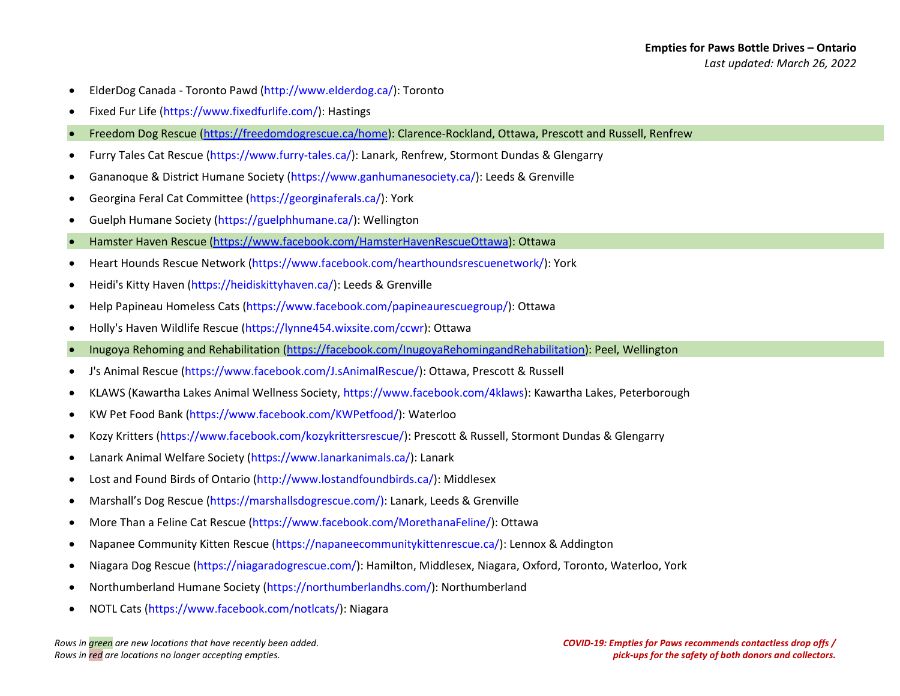- ElderDog Canada - Toronto Pawd (http://www.elderdog.ca/): Toronto
- Fixed Fur Life (https://www.fixedfurlife.com/): Hastings
- Freedom Dog Rescue (https://freedomdogrescue.ca/home): Clarence-Rockland, Ottawa, Prescott and Russell, Renfrew
- Furry Tales Cat Rescue (https://www.furry-tales.ca/): Lanark, Renfrew, Stormont Dundas & Glengarry
- Gananoque & District Humane Society (https://www.ganhumanesociety.ca/): Leeds & Grenville
- Georgina Feral Cat Committee (https://georginaferals.ca/): York
- Guelph Humane Society (https://guelphhumane.ca/): Wellington
- Hamster Haven Rescue (https://www.facebook.com/HamsterHavenRescueOttawa): Ottawa
- Heart Hounds Rescue Network (https://www.facebook.com/hearthoundsrescuenetwork/): York
- Heidi's Kitty Haven (https://heidiskittyhaven.ca/): Leeds & Grenville
- Help Papineau Homeless Cats (https://www.facebook.com/papineaurescuegroup/): Ottawa
- Holly's Haven Wildlife Rescue (https://lynne454.wixsite.com/ccwr): Ottawa
- Inugoya Rehoming and Rehabilitation (https://facebook.com/InugoyaRehomingandRehabilitation): Peel, Wellington
- J's Animal Rescue (https://www.facebook.com/J.sAnimalRescue/): Ottawa, Prescott & Russell
- KLAWS (Kawartha Lakes Animal Wellness Society, https://www.facebook.com/4klaws): Kawartha Lakes, Peterborough
- KW Pet Food Bank (https://www.facebook.com/KWPetfood/): Waterloo
- Kozy Kritters (https://www.facebook.com/kozykrittersrescue/): Prescott & Russell, Stormont Dundas & Glengarry
- Lanark Animal Welfare Society (https://www.lanarkanimals.ca/): Lanark
- Lost and Found Birds of Ontario (http://www.lostandfoundbirds.ca/): Middlesex
- Marshall's Dog Rescue (https://marshallsdogrescue.com/): Lanark, Leeds & Grenville
- More Than a Feline Cat Rescue (https://www.facebook.com/MorethanaFeline/): Ottawa
- Napanee Community Kitten Rescue (https://napaneecommunitykittenrescue.ca/): Lennox & Addington
- Niagara Dog Rescue (https://niagaradogrescue.com/): Hamilton, Middlesex, Niagara, Oxford, Toronto, Waterloo, York
- Northumberland Humane Society (https://northumberlandhs.com/): Northumberland
- NOTL Cats (https://www.facebook.com/notlcats/): Niagara

*Rows in green are new locations that have recently been added.*
*Rows in red are locations no longer accepting empties.*

***COVID-19: Empties for Paws recommends contactless drop offs / pick-ups for the safety of both donors and collectors.***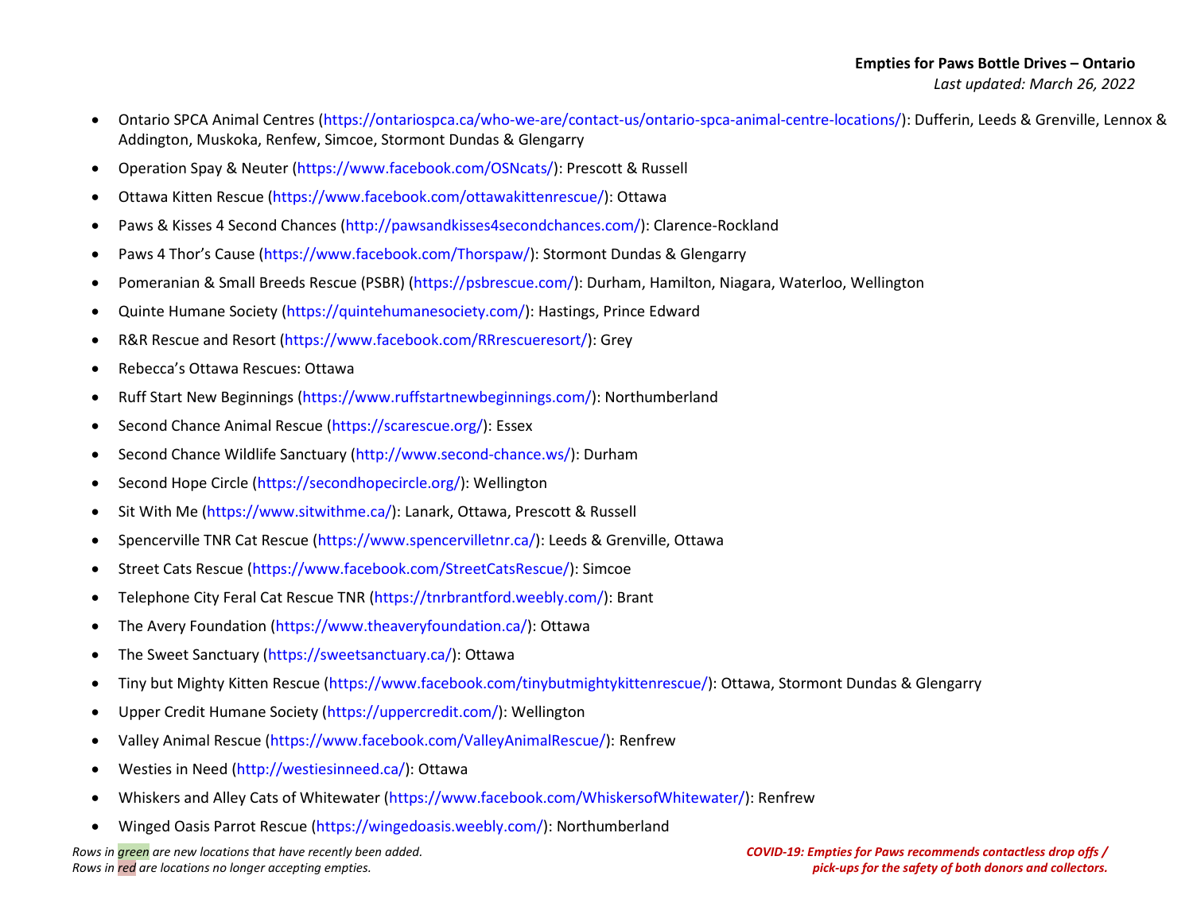- Ontario SPCA Animal Centres (https://ontariospca.ca/who-we-are/contact-us/ontario-spca-animal-centre-locations/): Dufferin, Leeds & Grenville, Lennox & Addington, Muskoka, Renfew, Simcoe, Stormont Dundas & Glengarry
- Operation Spay & Neuter (https://www.facebook.com/OSNcats/): Prescott & Russell
- Ottawa Kitten Rescue (https://www.facebook.com/ottawakittenrescue/): Ottawa
- Paws & Kisses 4 Second Chances (http://pawsandkisses4secondchances.com/): Clarence-Rockland
- Paws 4 Thor's Cause (https://www.facebook.com/Thorspaw/): Stormont Dundas & Glengarry
- Pomeranian & Small Breeds Rescue (PSBR) (https://psbrescue.com/): Durham, Hamilton, Niagara, Waterloo, Wellington
- Quinte Humane Society (https://quintehumanesociety.com/): Hastings, Prince Edward
- R&R Rescue and Resort (https://www.facebook.com/RRrescueresort/): Grey
- Rebecca's Ottawa Rescues: Ottawa
- Ruff Start New Beginnings (https://www.ruffstartnewbeginnings.com/): Northumberland
- Second Chance Animal Rescue (https://scarescue.org/): Essex
- Second Chance Wildlife Sanctuary (http://www.second-chance.ws/): Durham
- Second Hope Circle (https://secondhopecircle.org/): Wellington
- Sit With Me (https://www.sitwithme.ca/): Lanark, Ottawa, Prescott & Russell
- Spencerville TNR Cat Rescue (https://www.spencervilletnr.ca/): Leeds & Grenville, Ottawa
- Street Cats Rescue (https://www.facebook.com/StreetCatsRescue/): Simcoe
- Telephone City Feral Cat Rescue TNR (https://tnrbrantford.weebly.com/): Brant
- The Avery Foundation (https://www.theaveryfoundation.ca/): Ottawa
- The Sweet Sanctuary (https://sweetsanctuary.ca/): Ottawa
- Tiny but Mighty Kitten Rescue (https://www.facebook.com/tinybutmightykittenrescue/): Ottawa, Stormont Dundas & Glengarry
- Upper Credit Humane Society (https://uppercredit.com/): Wellington
- Valley Animal Rescue (https://www.facebook.com/ValleyAnimalRescue/): Renfrew
- Westies in Need (http://westiesinneed.ca/): Ottawa
- Whiskers and Alley Cats of Whitewater (https://www.facebook.com/WhiskersofWhitewater/): Renfrew
- Winged Oasis Parrot Rescue (https://wingedoasis.weebly.com/): Northumberland

*Rows in green are new locations that have recently been added.*
*Rows in red are locations no longer accepting empties.*

***COVID-19: Empties for Paws recommends contactless drop offs / pick-ups for the safety of both donors and collectors.***